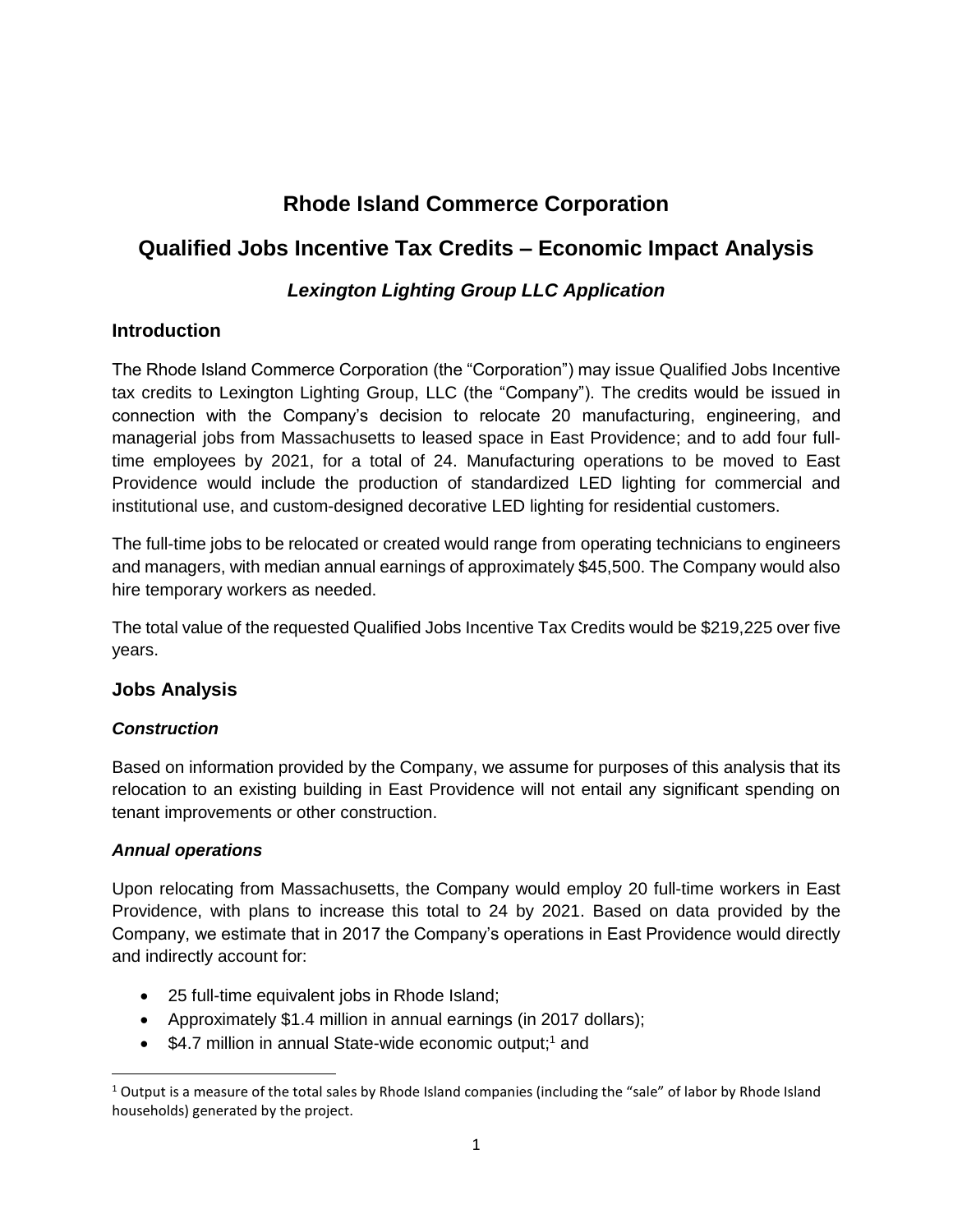# Rhode Island Commerce Corporation

## Qualified Jobs Incentive Tax Credits – Economic Impact Analysis

### *Lexington Lighting Group LLC Application*

## Introduction

The Rhode Island Commerce Corporation (the "Corporation") may issue Qualified Jobs Incentive tax credits to Lexington Lighting Group, LLC (the "Company"). The credits would be issued in connection with the Company's decision to relocate 20 manufacturing, engineering, and managerial jobs from Massachusetts to leased space in East Providence; and to add four full-time employees by 2021, for a total of 24. Manufacturing operations to be moved to East Providence would include the production of standardized LED lighting for commercial and institutional use, and custom-designed decorative LED lighting for residential customers.

The full-time jobs to be relocated or created would range from operating technicians to engineers and managers, with median annual earnings of approximately $45,500. The Company would also hire temporary workers as needed.

The total value of the requested Qualified Jobs Incentive Tax Credits would be $219,225 over five years.

## Jobs Analysis

### *Construction*

Based on information provided by the Company, we assume for purposes of this analysis that its relocation to an existing building in East Providence will not entail any significant spending on tenant improvements or other construction.

### *Annual operations*

Upon relocating from Massachusetts, the Company would employ 20 full-time workers in East Providence, with plans to increase this total to 24 by 2021. Based on data provided by the Company, we estimate that in 2017 the Company's operations in East Providence would directly and indirectly account for:

- 25 full-time equivalent jobs in Rhode Island;
- Approximately $1.4 million in annual earnings (in 2017 dollars);
- $4.7 million in annual State-wide economic output;[1] and

[1] Output is a measure of the total sales by Rhode Island companies (including the "sale" of labor by Rhode Island households) generated by the project.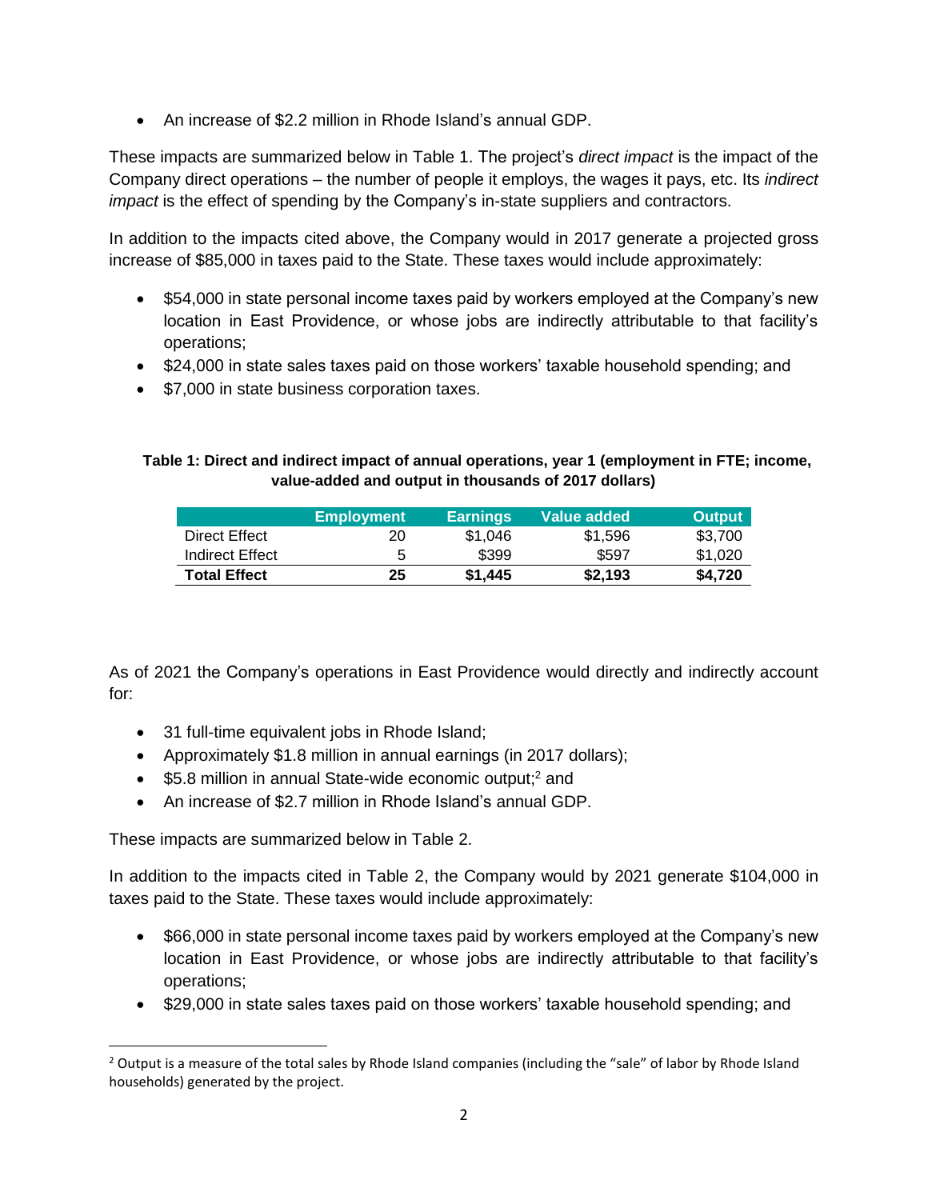- An increase of $2.2 million in Rhode Island's annual GDP.

These impacts are summarized below in Table 1. The project's *direct impact* is the impact of the Company direct operations – the number of people it employs, the wages it pays, etc. Its *indirect impact* is the effect of spending by the Company's in-state suppliers and contractors.

In addition to the impacts cited above, the Company would in 2017 generate a projected gross increase of $85,000 in taxes paid to the State. These taxes would include approximately:

- $54,000 in state personal income taxes paid by workers employed at the Company's new location in East Providence, or whose jobs are indirectly attributable to that facility's operations;
- $24,000 in state sales taxes paid on those workers' taxable household spending; and
- $7,000 in state business corporation taxes.

**Table 1: Direct and indirect impact of annual operations, year 1 (employment in FTE; income, value-added and output in thousands of 2017 dollars)**

| | Employment | Earnings | Value added | Output |
|---|---|---|---|---|
| Direct Effect | 20 | $1,046 | $1,596 | $3,700 |
| Indirect Effect | 5 | $399 | $597 | $1,020 |
| **Total Effect** | **25** | **$1,445** | **$2,193** | **$4,720** |

As of 2021 the Company's operations in East Providence would directly and indirectly account for:

- 31 full-time equivalent jobs in Rhode Island;
- Approximately $1.8 million in annual earnings (in 2017 dollars);
- $5.8 million in annual State-wide economic output;[2] and
- An increase of $2.7 million in Rhode Island's annual GDP.

These impacts are summarized below in Table 2.

In addition to the impacts cited in Table 2, the Company would by 2021 generate $104,000 in taxes paid to the State. These taxes would include approximately:

- $66,000 in state personal income taxes paid by workers employed at the Company's new location in East Providence, or whose jobs are indirectly attributable to that facility's operations;
- $29,000 in state sales taxes paid on those workers' taxable household spending; and

[2] Output is a measure of the total sales by Rhode Island companies (including the "sale" of labor by Rhode Island households) generated by the project.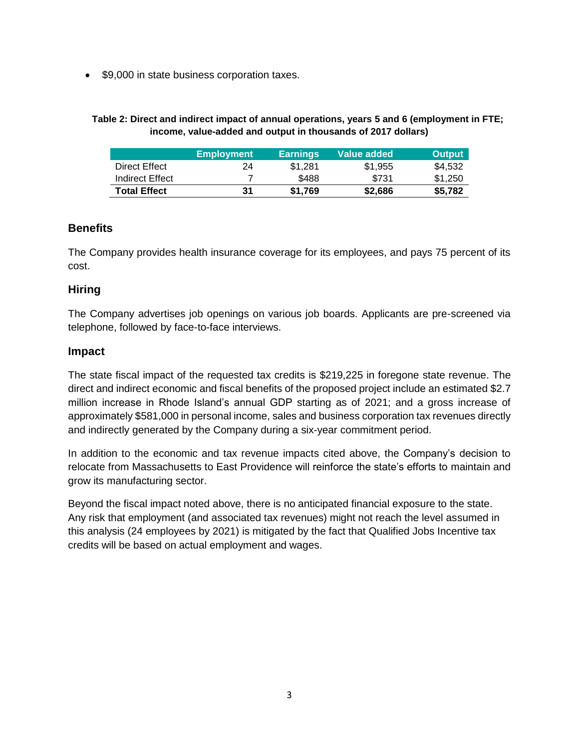- $9,000 in state business corporation taxes.

**Table 2: Direct and indirect impact of annual operations, years 5 and 6 (employment in FTE; income, value-added and output in thousands of 2017 dollars)**

| | Employment | Earnings | Value added | Output |
|---|---|---|---|---|
| Direct Effect | 24 | $1,281 | $1,955 | $4,532 |
| Indirect Effect | 7 | $488 | $731 | $1,250 |
| **Total Effect** | **31** | **$1,769** | **$2,686** | **$5,782** |

## Benefits

The Company provides health insurance coverage for its employees, and pays 75 percent of its cost.

## Hiring

The Company advertises job openings on various job boards. Applicants are pre-screened via telephone, followed by face-to-face interviews.

## Impact

The state fiscal impact of the requested tax credits is $219,225 in foregone state revenue. The direct and indirect economic and fiscal benefits of the proposed project include an estimated $2.7 million increase in Rhode Island's annual GDP starting as of 2021; and a gross increase of approximately $581,000 in personal income, sales and business corporation tax revenues directly and indirectly generated by the Company during a six-year commitment period.

In addition to the economic and tax revenue impacts cited above, the Company's decision to relocate from Massachusetts to East Providence will reinforce the state's efforts to maintain and grow its manufacturing sector.

Beyond the fiscal impact noted above, there is no anticipated financial exposure to the state. Any risk that employment (and associated tax revenues) might not reach the level assumed in this analysis (24 employees by 2021) is mitigated by the fact that Qualified Jobs Incentive tax credits will be based on actual employment and wages.